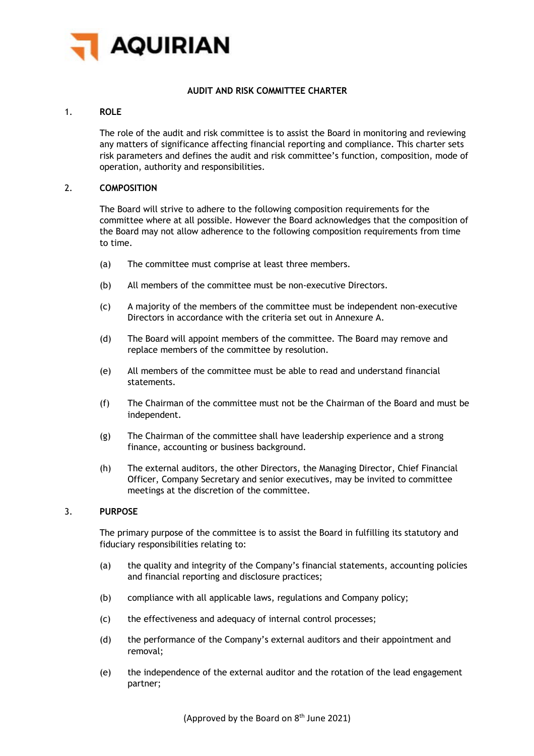AQUIRIAN

# AUDIT AND RISK COMMITTEE CHARTER

## 1. ROLE

The role of the audit and risk committee is to assist the Board in monitoring and reviewing any matters of significance affecting financial reporting and compliance. This charter sets risk parameters and defines the audit and risk committee's function, composition, mode of operation, authority and responsibilities.

## 2. COMPOSITION

The Board will strive to adhere to the following composition requirements for the committee where at all possible. However the Board acknowledges that the composition of the Board may not allow adherence to the following composition requirements from time to time.

(a) The committee must comprise at least three members.

(b) All members of the committee must be non-executive Directors.

(c) A majority of the members of the committee must be independent non-executive Directors in accordance with the criteria set out in Annexure A.

(d) The Board will appoint members of the committee. The Board may remove and replace members of the committee by resolution.

(e) All members of the committee must be able to read and understand financial statements.

(f) The Chairman of the committee must not be the Chairman of the Board and must be independent.

(g) The Chairman of the committee shall have leadership experience and a strong finance, accounting or business background.

(h) The external auditors, the other Directors, the Managing Director, Chief Financial Officer, Company Secretary and senior executives, may be invited to committee meetings at the discretion of the committee.

## 3. PURPOSE

The primary purpose of the committee is to assist the Board in fulfilling its statutory and fiduciary responsibilities relating to:

(a) the quality and integrity of the Company's financial statements, accounting policies and financial reporting and disclosure practices;

(b) compliance with all applicable laws, regulations and Company policy;

(c) the effectiveness and adequacy of internal control processes;

(d) the performance of the Company's external auditors and their appointment and removal;

(e) the independence of the external auditor and the rotation of the lead engagement partner;

(Approved by the Board on 8th June 2021)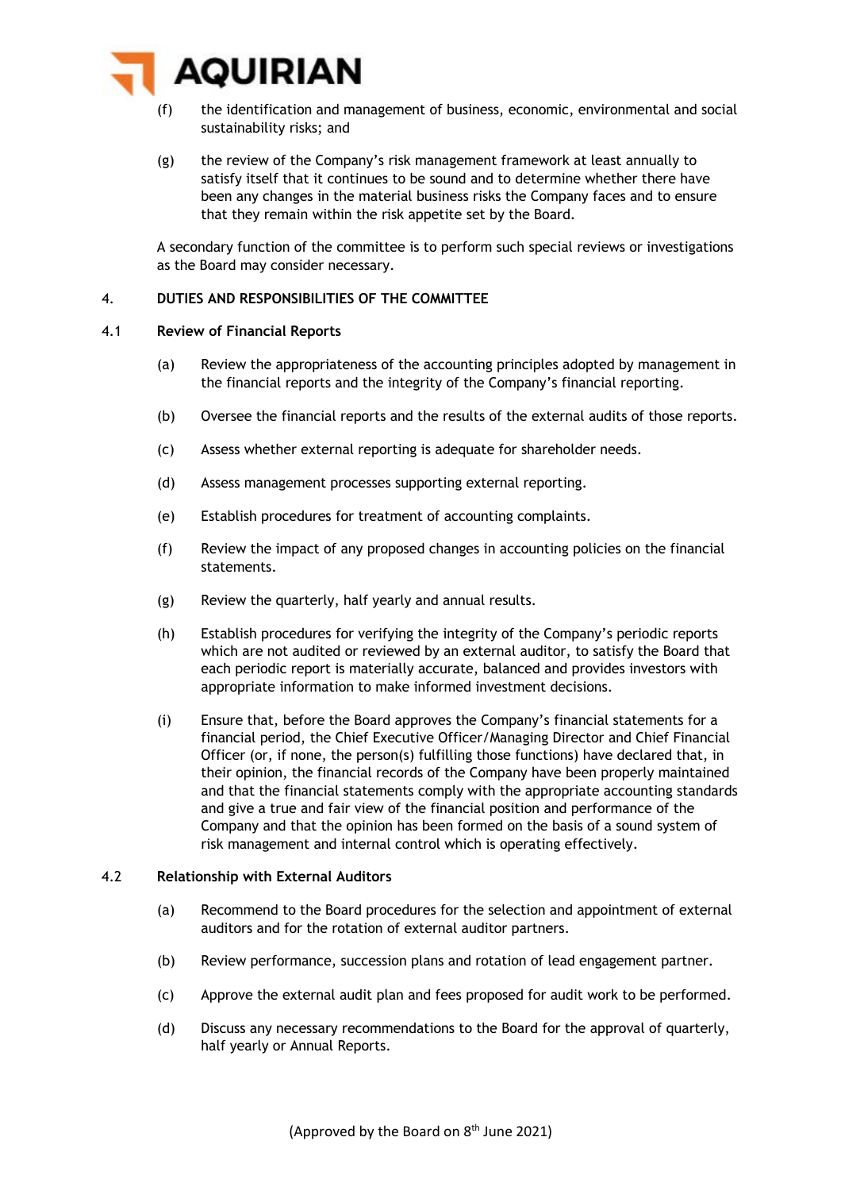(f) the identification and management of business, economic, environmental and social sustainability risks; and

(g) the review of the Company's risk management framework at least annually to satisfy itself that it continues to be sound and to determine whether there have been any changes in the material business risks the Company faces and to ensure that they remain within the risk appetite set by the Board.

A secondary function of the committee is to perform such special reviews or investigations as the Board may consider necessary.

## 4. DUTIES AND RESPONSIBILITIES OF THE COMMITTEE

### 4.1 Review of Financial Reports

(a) Review the appropriateness of the accounting principles adopted by management in the financial reports and the integrity of the Company's financial reporting.

(b) Oversee the financial reports and the results of the external audits of those reports.

(c) Assess whether external reporting is adequate for shareholder needs.

(d) Assess management processes supporting external reporting.

(e) Establish procedures for treatment of accounting complaints.

(f) Review the impact of any proposed changes in accounting policies on the financial statements.

(g) Review the quarterly, half yearly and annual results.

(h) Establish procedures for verifying the integrity of the Company's periodic reports which are not audited or reviewed by an external auditor, to satisfy the Board that each periodic report is materially accurate, balanced and provides investors with appropriate information to make informed investment decisions.

(i) Ensure that, before the Board approves the Company's financial statements for a financial period, the Chief Executive Officer/Managing Director and Chief Financial Officer (or, if none, the person(s) fulfilling those functions) have declared that, in their opinion, the financial records of the Company have been properly maintained and that the financial statements comply with the appropriate accounting standards and give a true and fair view of the financial position and performance of the Company and that the opinion has been formed on the basis of a sound system of risk management and internal control which is operating effectively.

### 4.2 Relationship with External Auditors

(a) Recommend to the Board procedures for the selection and appointment of external auditors and for the rotation of external auditor partners.

(b) Review performance, succession plans and rotation of lead engagement partner.

(c) Approve the external audit plan and fees proposed for audit work to be performed.

(d) Discuss any necessary recommendations to the Board for the approval of quarterly, half yearly or Annual Reports.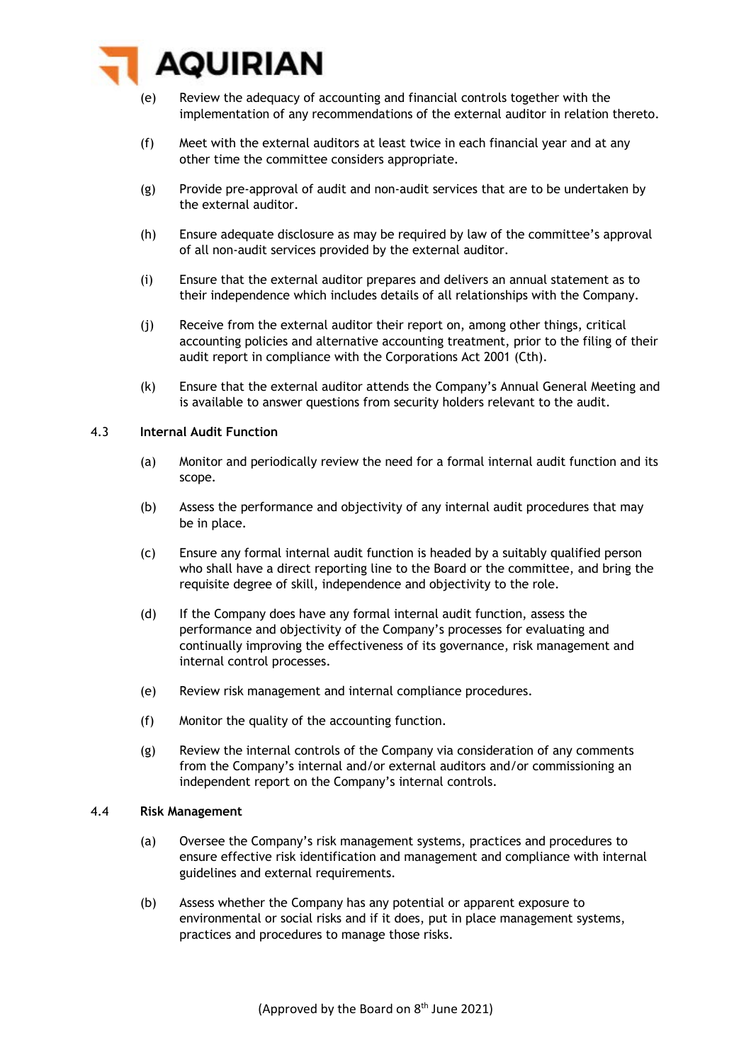(e) Review the adequacy of accounting and financial controls together with the implementation of any recommendations of the external auditor in relation thereto.

(f) Meet with the external auditors at least twice in each financial year and at any other time the committee considers appropriate.

(g) Provide pre-approval of audit and non-audit services that are to be undertaken by the external auditor.

(h) Ensure adequate disclosure as may be required by law of the committee's approval of all non-audit services provided by the external auditor.

(i) Ensure that the external auditor prepares and delivers an annual statement as to their independence which includes details of all relationships with the Company.

(j) Receive from the external auditor their report on, among other things, critical accounting policies and alternative accounting treatment, prior to the filing of their audit report in compliance with the Corporations Act 2001 (Cth).

(k) Ensure that the external auditor attends the Company's Annual General Meeting and is available to answer questions from security holders relevant to the audit.

### 4.3 Internal Audit Function

(a) Monitor and periodically review the need for a formal internal audit function and its scope.

(b) Assess the performance and objectivity of any internal audit procedures that may be in place.

(c) Ensure any formal internal audit function is headed by a suitably qualified person who shall have a direct reporting line to the Board or the committee, and bring the requisite degree of skill, independence and objectivity to the role.

(d) If the Company does have any formal internal audit function, assess the performance and objectivity of the Company's processes for evaluating and continually improving the effectiveness of its governance, risk management and internal control processes.

(e) Review risk management and internal compliance procedures.

(f) Monitor the quality of the accounting function.

(g) Review the internal controls of the Company via consideration of any comments from the Company's internal and/or external auditors and/or commissioning an independent report on the Company's internal controls.

### 4.4 Risk Management

(a) Oversee the Company's risk management systems, practices and procedures to ensure effective risk identification and management and compliance with internal guidelines and external requirements.

(b) Assess whether the Company has any potential or apparent exposure to environmental or social risks and if it does, put in place management systems, practices and procedures to manage those risks.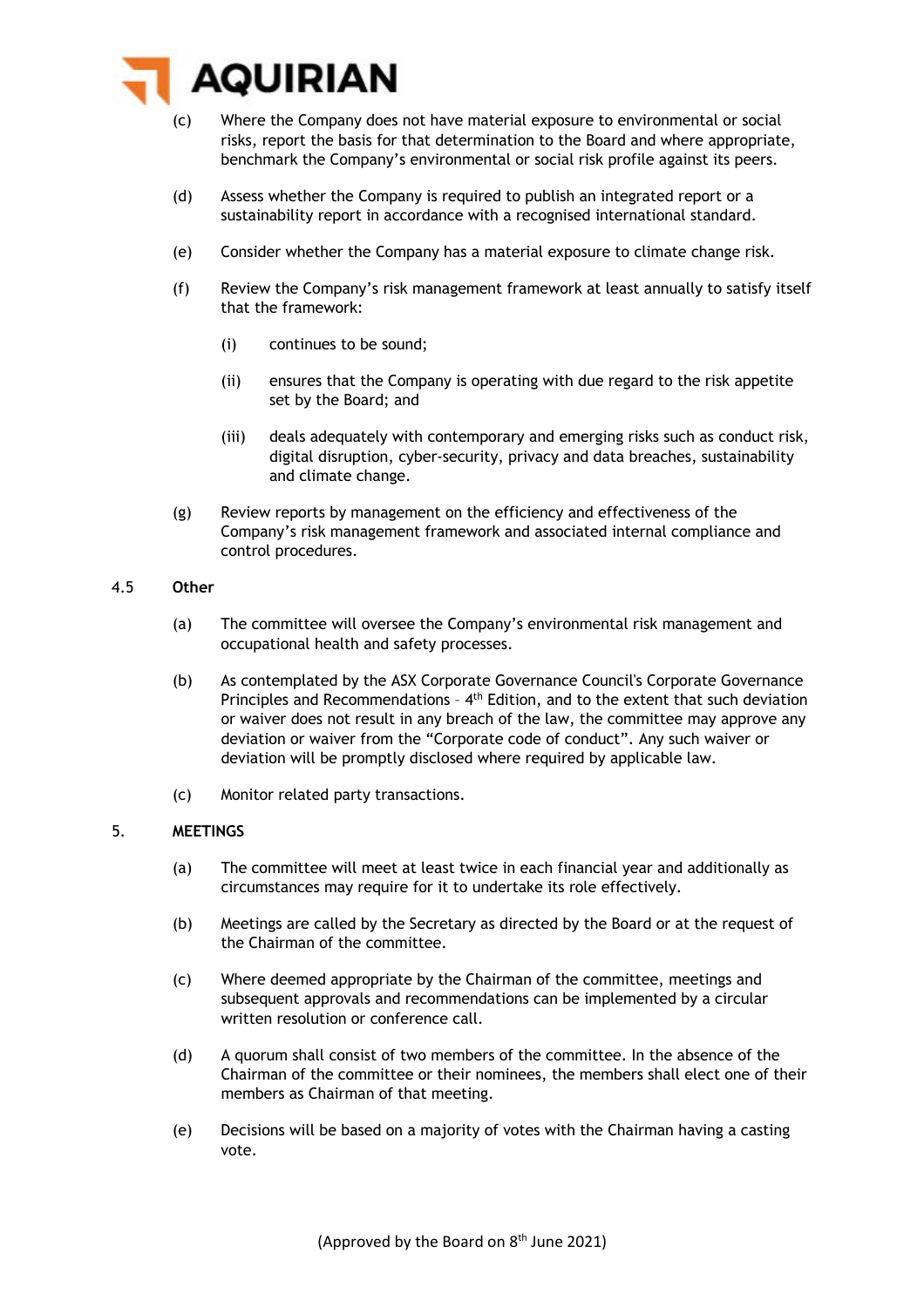(c) Where the Company does not have material exposure to environmental or social risks, report the basis for that determination to the Board and where appropriate, benchmark the Company's environmental or social risk profile against its peers.

(d) Assess whether the Company is required to publish an integrated report or a sustainability report in accordance with a recognised international standard.

(e) Consider whether the Company has a material exposure to climate change risk.

(f) Review the Company's risk management framework at least annually to satisfy itself that the framework:

  (i) continues to be sound;

  (ii) ensures that the Company is operating with due regard to the risk appetite set by the Board; and

  (iii) deals adequately with contemporary and emerging risks such as conduct risk, digital disruption, cyber-security, privacy and data breaches, sustainability and climate change.

(g) Review reports by management on the efficiency and effectiveness of the Company's risk management framework and associated internal compliance and control procedures.

### 4.5 Other

(a) The committee will oversee the Company's environmental risk management and occupational health and safety processes.

(b) As contemplated by the ASX Corporate Governance Council's Corporate Governance Principles and Recommendations – 4th Edition, and to the extent that such deviation or waiver does not result in any breach of the law, the committee may approve any deviation or waiver from the "Corporate code of conduct". Any such waiver or deviation will be promptly disclosed where required by applicable law.

(c) Monitor related party transactions.

## 5. MEETINGS

(a) The committee will meet at least twice in each financial year and additionally as circumstances may require for it to undertake its role effectively.

(b) Meetings are called by the Secretary as directed by the Board or at the request of the Chairman of the committee.

(c) Where deemed appropriate by the Chairman of the committee, meetings and subsequent approvals and recommendations can be implemented by a circular written resolution or conference call.

(d) A quorum shall consist of two members of the committee. In the absence of the Chairman of the committee or their nominees, the members shall elect one of their members as Chairman of that meeting.

(e) Decisions will be based on a majority of votes with the Chairman having a casting vote.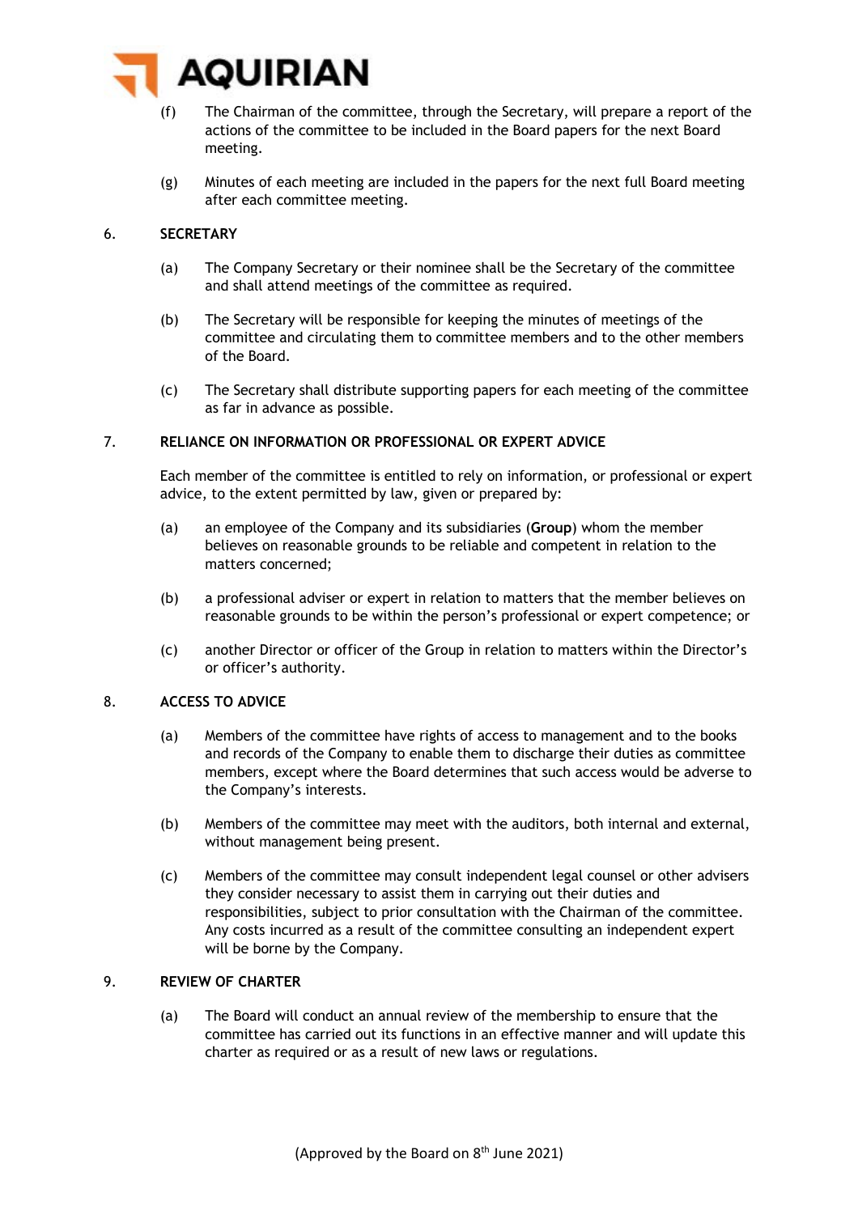(f) The Chairman of the committee, through the Secretary, will prepare a report of the actions of the committee to be included in the Board papers for the next Board meeting.

(g) Minutes of each meeting are included in the papers for the next full Board meeting after each committee meeting.

## 6. SECRETARY

(a) The Company Secretary or their nominee shall be the Secretary of the committee and shall attend meetings of the committee as required.

(b) The Secretary will be responsible for keeping the minutes of meetings of the committee and circulating them to committee members and to the other members of the Board.

(c) The Secretary shall distribute supporting papers for each meeting of the committee as far in advance as possible.

## 7. RELIANCE ON INFORMATION OR PROFESSIONAL OR EXPERT ADVICE

Each member of the committee is entitled to rely on information, or professional or expert advice, to the extent permitted by law, given or prepared by:

(a) an employee of the Company and its subsidiaries (**Group**) whom the member believes on reasonable grounds to be reliable and competent in relation to the matters concerned;

(b) a professional adviser or expert in relation to matters that the member believes on reasonable grounds to be within the person's professional or expert competence; or

(c) another Director or officer of the Group in relation to matters within the Director's or officer's authority.

## 8. ACCESS TO ADVICE

(a) Members of the committee have rights of access to management and to the books and records of the Company to enable them to discharge their duties as committee members, except where the Board determines that such access would be adverse to the Company's interests.

(b) Members of the committee may meet with the auditors, both internal and external, without management being present.

(c) Members of the committee may consult independent legal counsel or other advisers they consider necessary to assist them in carrying out their duties and responsibilities, subject to prior consultation with the Chairman of the committee. Any costs incurred as a result of the committee consulting an independent expert will be borne by the Company.

## 9. REVIEW OF CHARTER

(a) The Board will conduct an annual review of the membership to ensure that the committee has carried out its functions in an effective manner and will update this charter as required or as a result of new laws or regulations.

(Approved by the Board on 8th June 2021)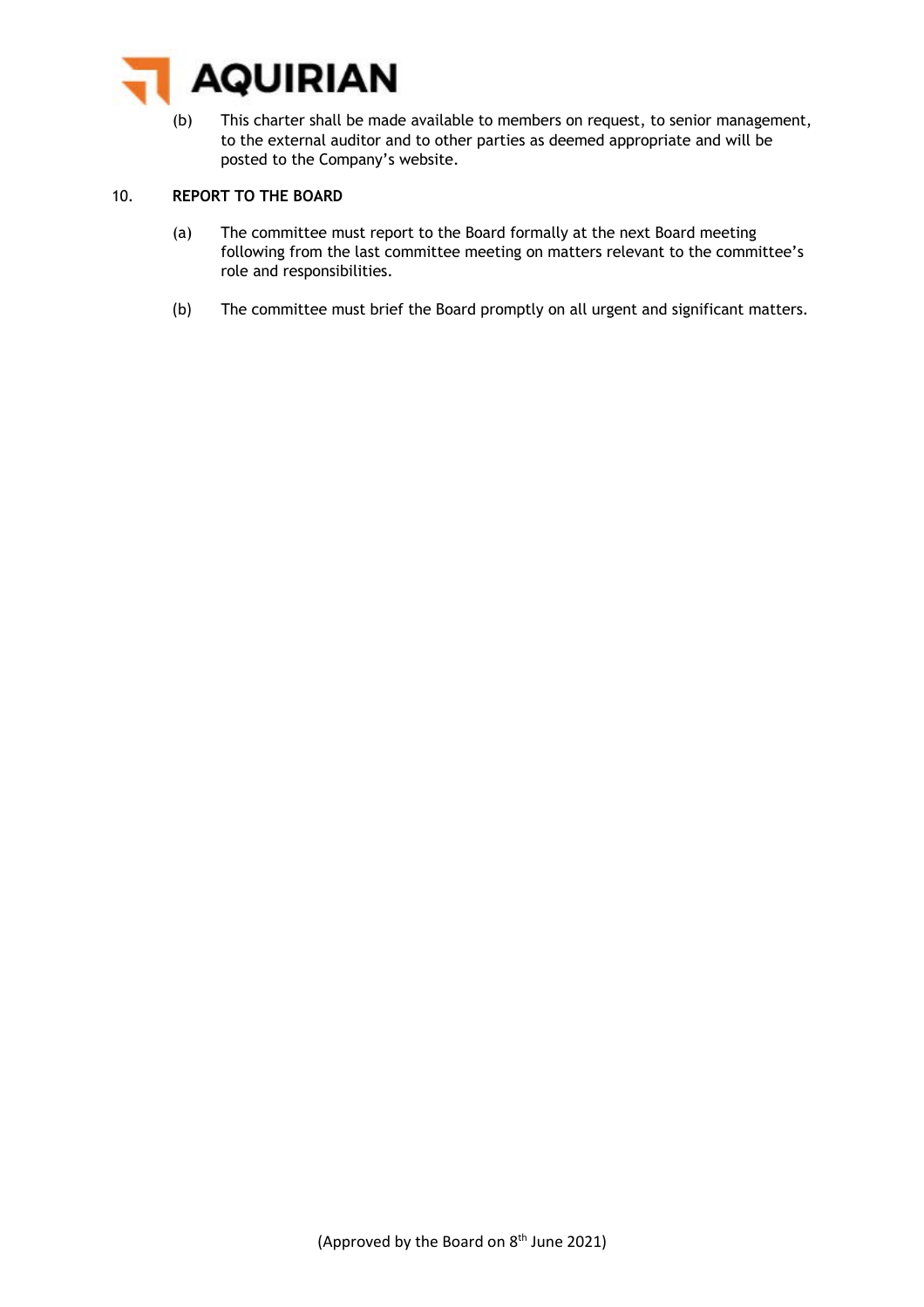(b) This charter shall be made available to members on request, to senior management, to the external auditor and to other parties as deemed appropriate and will be posted to the Company's website.

## 10. REPORT TO THE BOARD

(a) The committee must report to the Board formally at the next Board meeting following from the last committee meeting on matters relevant to the committee's role and responsibilities.

(b) The committee must brief the Board promptly on all urgent and significant matters.

(Approved by the Board on 8th June 2021)